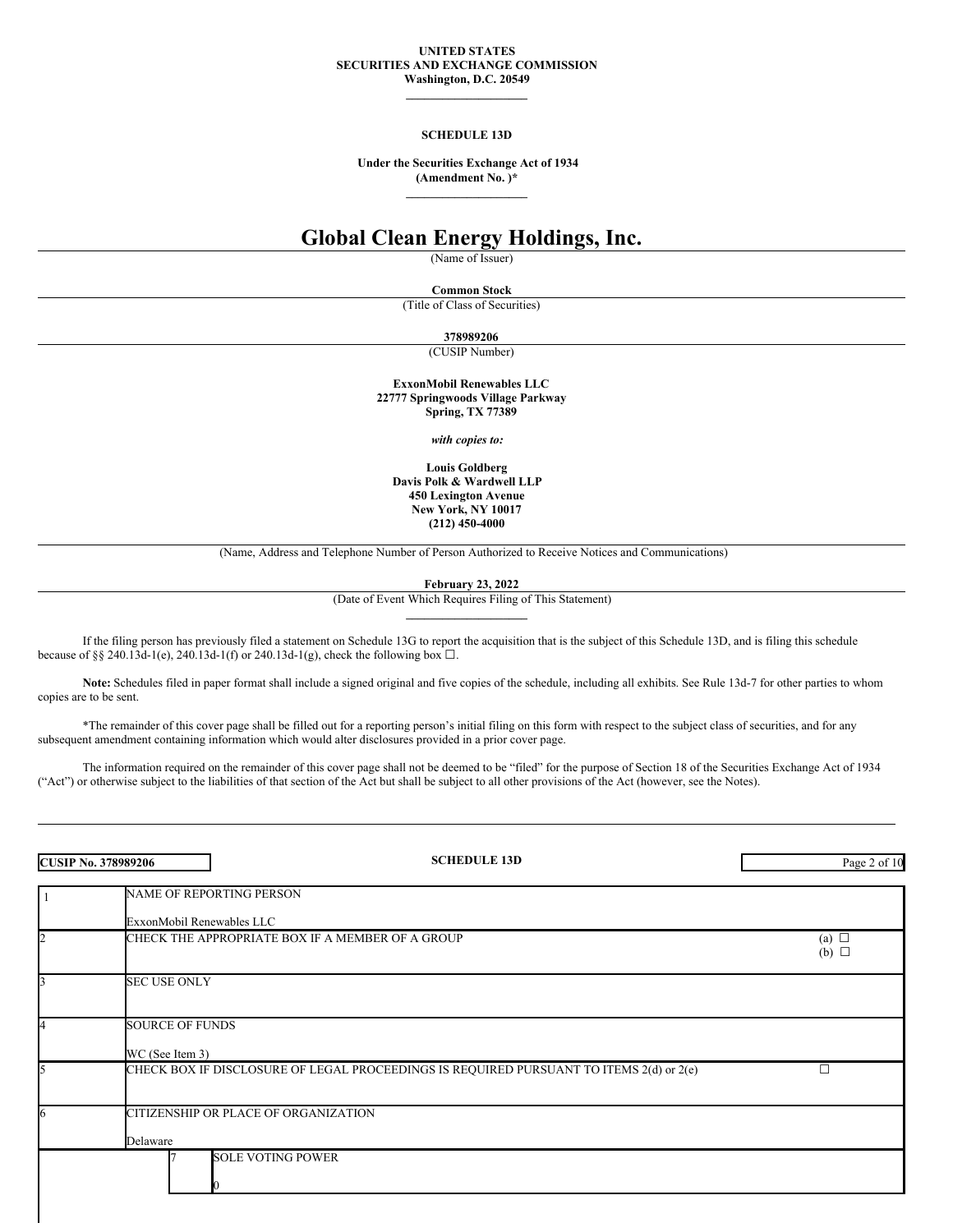**UNITED STATES**
**SECURITIES AND EXCHANGE COMMISSION**
**Washington, D.C. 20549**

---

**SCHEDULE 13D**

**Under the Securities Exchange Act of 1934**
**(Amendment No. )***

---

# Global Clean Energy Holdings, Inc.

(Name of Issuer)

**Common Stock**

(Title of Class of Securities)

**378989206**

(CUSIP Number)

**ExxonMobil Renewables LLC**
**22777 Springwoods Village Parkway**
**Spring, TX 77389**

***with copies to:***

**Louis Goldberg**
**Davis Polk & Wardwell LLP**
**450 Lexington Avenue**
**New York, NY 10017**
**(212) 450-4000**

(Name, Address and Telephone Number of Person Authorized to Receive Notices and Communications)

**February 23, 2022**

(Date of Event Which Requires Filing of This Statement)

---

If the filing person has previously filed a statement on Schedule 13G to report the acquisition that is the subject of this Schedule 13D, and is filing this schedule because of §§ 240.13d-1(e), 240.13d-1(f) or 240.13d-1(g), check the following box ☐.

**Note:** Schedules filed in paper format shall include a signed original and five copies of the schedule, including all exhibits. See Rule 13d-7 for other parties to whom copies are to be sent.

*The remainder of this cover page shall be filled out for a reporting person's initial filing on this form with respect to the subject class of securities, and for any subsequent amendment containing information which would alter disclosures provided in a prior cover page.

The information required on the remainder of this cover page shall not be deemed to be "filed" for the purpose of Section 18 of the Securities Exchange Act of 1934 ("Act") or otherwise subject to the liabilities of that section of the Act but shall be subject to all other provisions of the Act (however, see the Notes).

---

**CUSIP No. 378989206** | **SCHEDULE 13D**

| | | |
|---|---|---|
| 1 | NAME OF REPORTING PERSON<br><br>ExxonMobil Renewables LLC | |
| 2 | CHECK THE APPROPRIATE BOX IF A MEMBER OF A GROUP | (a) ☐<br>(b) ☐ |
| 3 | SEC USE ONLY | |
| 4 | SOURCE OF FUNDS<br><br>WC (See Item 3) | |
| 5 | CHECK BOX IF DISCLOSURE OF LEGAL PROCEEDINGS IS REQUIRED PURSUANT TO ITEMS 2(d) or 2(e) | ☐ |
| 6 | CITIZENSHIP OR PLACE OF ORGANIZATION<br><br>Delaware | |
| 7 | SOLE VOTING POWER<br><br>0 | |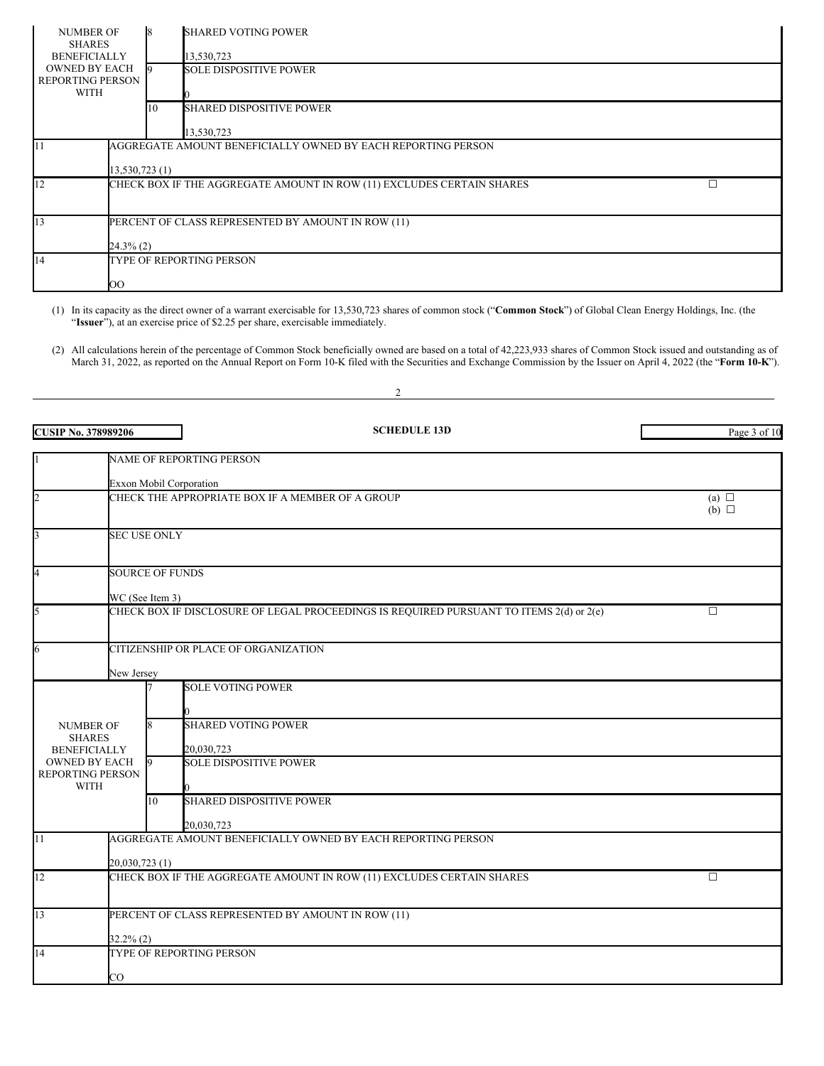| | | | |
|---|---|---|---|
| NUMBER OF SHARES BENEFICIALLY OWNED BY EACH REPORTING PERSON WITH | 8 | SHARED VOTING POWER<br><br>13,530,723 | |
| | 9 | SOLE DISPOSITIVE POWER<br><br>0 | |
| | 10 | SHARED DISPOSITIVE POWER<br><br>13,530,723 | |
| 11 | AGGREGATE AMOUNT BENEFICIALLY OWNED BY EACH REPORTING PERSON<br><br>13,530,723 (1) | | |
| 12 | CHECK BOX IF THE AGGREGATE AMOUNT IN ROW (11) EXCLUDES CERTAIN SHARES | | ☐ |
| 13 | PERCENT OF CLASS REPRESENTED BY AMOUNT IN ROW (11)<br><br>24.3% (2) | | |
| 14 | TYPE OF REPORTING PERSON<br><br>OO | | |

(1) In its capacity as the direct owner of a warrant exercisable for 13,530,723 shares of common stock ("**Common Stock**") of Global Clean Energy Holdings, Inc. (the "**Issuer**"), at an exercise price of $2.25 per share, exercisable immediately.

(2) All calculations herein of the percentage of Common Stock beneficially owned are based on a total of 42,223,933 shares of Common Stock issued and outstanding as of March 31, 2022, as reported on the Annual Report on Form 10-K filed with the Securities and Exchange Commission by the Issuer on April 4, 2022 (the "**Form 10-K**").

**CUSIP No. 378989206** **SCHEDULE 13D**

| | | | |
|---|---|---|---|
| 1 | NAME OF REPORTING PERSON<br><br>Exxon Mobil Corporation | | |
| 2 | CHECK THE APPROPRIATE BOX IF A MEMBER OF A GROUP | | (a) ☐<br>(b) ☐ |
| 3 | SEC USE ONLY | | |
| 4 | SOURCE OF FUNDS<br><br>WC (See Item 3) | | |
| 5 | CHECK BOX IF DISCLOSURE OF LEGAL PROCEEDINGS IS REQUIRED PURSUANT TO ITEMS 2(d) or 2(e) | | ☐ |
| 6 | CITIZENSHIP OR PLACE OF ORGANIZATION<br><br>New Jersey | | |
| NUMBER OF SHARES BENEFICIALLY OWNED BY EACH REPORTING PERSON WITH | 7 | SOLE VOTING POWER<br><br>0 | |
| | 8 | SHARED VOTING POWER<br><br>20,030,723 | |
| | 9 | SOLE DISPOSITIVE POWER<br><br>0 | |
| | 10 | SHARED DISPOSITIVE POWER<br><br>20,030,723 | |
| 11 | AGGREGATE AMOUNT BENEFICIALLY OWNED BY EACH REPORTING PERSON<br><br>20,030,723 (1) | | |
| 12 | CHECK BOX IF THE AGGREGATE AMOUNT IN ROW (11) EXCLUDES CERTAIN SHARES | | ☐ |
| 13 | PERCENT OF CLASS REPRESENTED BY AMOUNT IN ROW (11)<br><br>32.2% (2) | | |
| 14 | TYPE OF REPORTING PERSON<br><br>CO | | |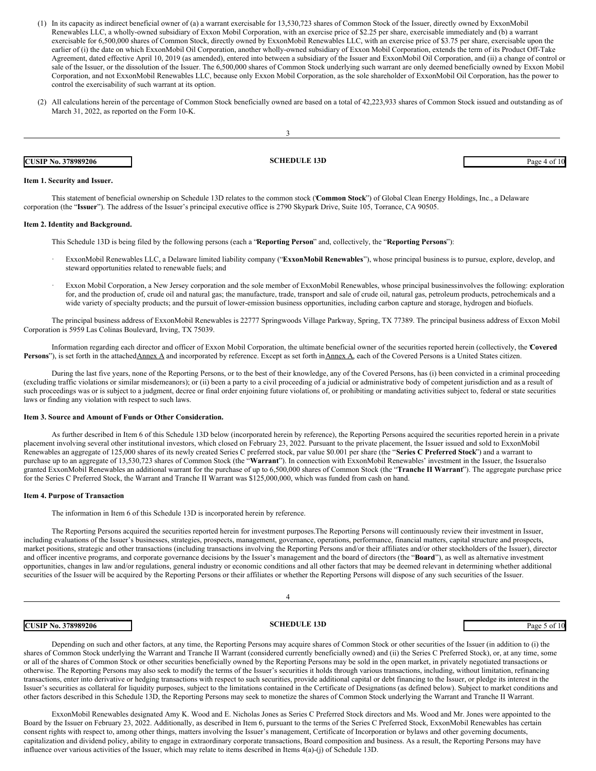(1) In its capacity as indirect beneficial owner of (a) a warrant exercisable for 13,530,723 shares of Common Stock of the Issuer, directly owned by ExxonMobil Renewables LLC, a wholly-owned subsidiary of Exxon Mobil Corporation, with an exercise price of $2.25 per share, exercisable immediately and (b) a warrant exercisable for 6,500,000 shares of Common Stock, directly owned by ExxonMobil Renewables LLC, with an exercise price of $3.75 per share, exercisable upon the earlier of (i) the date on which ExxonMobil Oil Corporation, another wholly-owned subsidiary of Exxon Mobil Corporation, extends the term of its Product Off-Take Agreement, dated effective April 10, 2019 (as amended), entered into between a subsidiary of the Issuer and ExxonMobil Oil Corporation, and (ii) a change of control or sale of the Issuer, or the dissolution of the Issuer. The 6,500,000 shares of Common Stock underlying such warrant are only deemed beneficially owned by Exxon Mobil Corporation, and not ExxonMobil Renewables LLC, because only Exxon Mobil Corporation, as the sole shareholder of ExxonMobil Oil Corporation, has the power to control the exercisability of such warrant at its option.

(2) All calculations herein of the percentage of Common Stock beneficially owned are based on a total of 42,223,933 shares of Common Stock issued and outstanding as of March 31, 2022, as reported on the Form 10-K.

**CUSIP No. 378989206** **SCHEDULE 13D**

### Item 1. Security and Issuer.

This statement of beneficial ownership on Schedule 13D relates to the common stock ("**Common Stock**") of Global Clean Energy Holdings, Inc., a Delaware corporation (the "**Issuer**"). The address of the Issuer's principal executive office is 2790 Skypark Drive, Suite 105, Torrance, CA 90505.

### Item 2. Identity and Background.

This Schedule 13D is being filed by the following persons (each a "**Reporting Person**" and, collectively, the "**Reporting Persons**"):

- ExxonMobil Renewables LLC, a Delaware limited liability company ("**ExxonMobil Renewables**"), whose principal business is to pursue, explore, develop, and steward opportunities related to renewable fuels; and
- Exxon Mobil Corporation, a New Jersey corporation and the sole member of ExxonMobil Renewables, whose principal businessinvolves the following: exploration for, and the production of, crude oil and natural gas; the manufacture, trade, transport and sale of crude oil, natural gas, petroleum products, petrochemicals and a wide variety of specialty products; and the pursuit of lower-emission business opportunities, including carbon capture and storage, hydrogen and biofuels.

The principal business address of ExxonMobil Renewables is 22777 Springwoods Village Parkway, Spring, TX 77389. The principal business address of Exxon Mobil Corporation is 5959 Las Colinas Boulevard, Irving, TX 75039.

Information regarding each director and officer of Exxon Mobil Corporation, the ultimate beneficial owner of the securities reported herein (collectively, the "**Covered Persons**"), is set forth in the attached Annex A and incorporated by reference. Except as set forth in Annex A, each of the Covered Persons is a United States citizen.

During the last five years, none of the Reporting Persons, or to the best of their knowledge, any of the Covered Persons, has (i) been convicted in a criminal proceeding (excluding traffic violations or similar misdemeanors); or (ii) been a party to a civil proceeding of a judicial or administrative body of competent jurisdiction and as a result of such proceedings was or is subject to a judgment, decree or final order enjoining future violations of, or prohibiting or mandating activities subject to, federal or state securities laws or finding any violation with respect to such laws.

### Item 3. Source and Amount of Funds or Other Consideration.

As further described in Item 6 of this Schedule 13D below (incorporated herein by reference), the Reporting Persons acquired the securities reported herein in a private placement involving several other institutional investors, which closed on February 23, 2022. Pursuant to the private placement, the Issuer issued and sold to ExxonMobil Renewables an aggregate of 125,000 shares of its newly created Series C preferred stock, par value $0.001 per share (the "**Series C Preferred Stock**") and a warrant to purchase up to an aggregate of 13,530,723 shares of Common Stock (the "**Warrant**"). In connection with ExxonMobil Renewables' investment in the Issuer, the Issueralso granted ExxonMobil Renewables an additional warrant for the purchase of up to 6,500,000 shares of Common Stock (the "**Tranche II Warrant**"). The aggregate purchase price for the Series C Preferred Stock, the Warrant and Tranche II Warrant was $125,000,000, which was funded from cash on hand.

### Item 4. Purpose of Transaction

The information in Item 6 of this Schedule 13D is incorporated herein by reference.

The Reporting Persons acquired the securities reported herein for investment purposes.The Reporting Persons will continuously review their investment in Issuer, including evaluations of the Issuer's businesses, strategies, prospects, management, governance, operations, performance, financial matters, capital structure and prospects, market positions, strategic and other transactions (including transactions involving the Reporting Persons and/or their affiliates and/or other stockholders of the Issuer), director and officer incentive programs, and corporate governance decisions by the Issuer's management and the board of directors (the "**Board**"), as well as alternative investment opportunities, changes in law and/or regulations, general industry or economic conditions and all other factors that may be deemed relevant in determining whether additional securities of the Issuer will be acquired by the Reporting Persons or their affiliates or whether the Reporting Persons will dispose of any such securities of the Issuer.

**CUSIP No. 378989206** **SCHEDULE 13D**

Depending on such and other factors, at any time, the Reporting Persons may acquire shares of Common Stock or other securities of the Issuer (in addition to (i) the shares of Common Stock underlying the Warrant and Tranche II Warrant (considered currently beneficially owned) and (ii) the Series C Preferred Stock), or, at any time, some or all of the shares of Common Stock or other securities beneficially owned by the Reporting Persons may be sold in the open market, in privately negotiated transactions or otherwise. The Reporting Persons may also seek to modify the terms of the Issuer's securities it holds through various transactions, including, without limitation, refinancing transactions, enter into derivative or hedging transactions with respect to such securities, provide additional capital or debt financing to the Issuer, or pledge its interest in the Issuer's securities as collateral for liquidity purposes, subject to the limitations contained in the Certificate of Designations (as defined below). Subject to market conditions and other factors described in this Schedule 13D, the Reporting Persons may seek to monetize the shares of Common Stock underlying the Warrant and Tranche II Warrant.

ExxonMobil Renewables designated Amy K. Wood and E. Nicholas Jones as Series C Preferred Stock directors and Ms. Wood and Mr. Jones were appointed to the Board by the Issuer on February 23, 2022. Additionally, as described in Item 6, pursuant to the terms of the Series C Preferred Stock, ExxonMobil Renewables has certain consent rights with respect to, among other things, matters involving the Issuer's management, Certificate of Incorporation or bylaws and other governing documents, capitalization and dividend policy, ability to engage in extraordinary corporate transactions, Board composition and business. As a result, the Reporting Persons may have influence over various activities of the Issuer, which may relate to items described in Items 4(a)-(j) of Schedule 13D.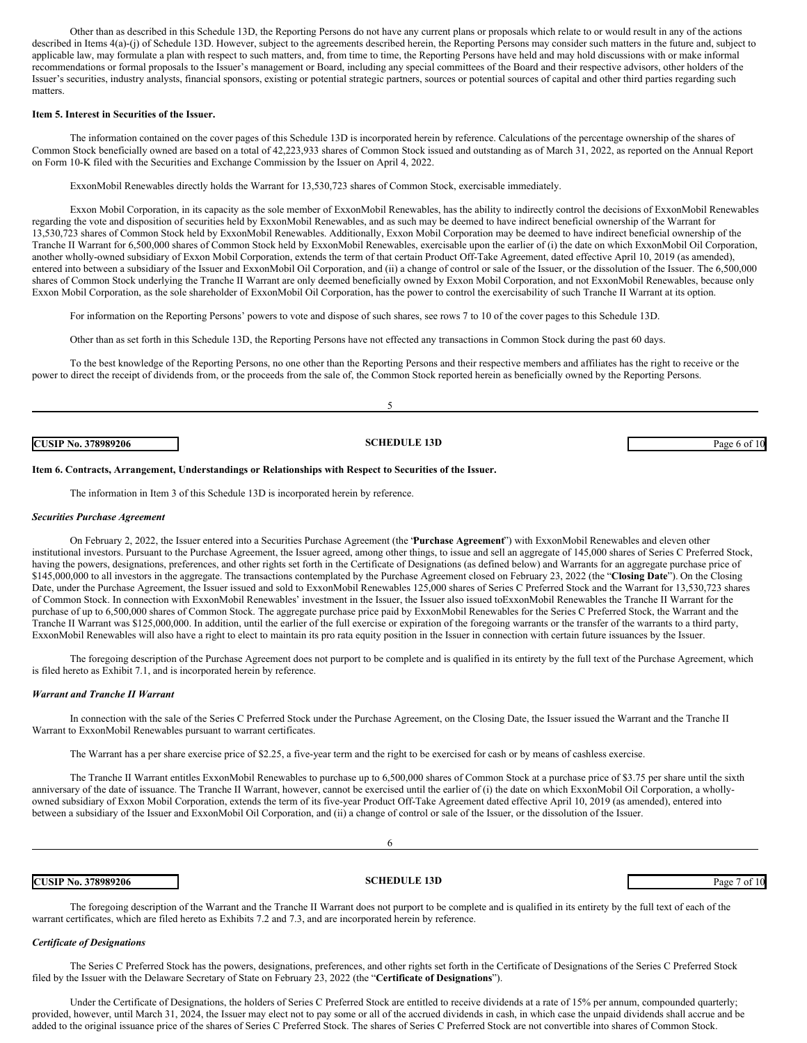Other than as described in this Schedule 13D, the Reporting Persons do not have any current plans or proposals which relate to or would result in any of the actions described in Items 4(a)-(j) of Schedule 13D. However, subject to the agreements described herein, the Reporting Persons may consider such matters in the future and, subject to applicable law, may formulate a plan with respect to such matters, and, from time to time, the Reporting Persons have held and may hold discussions with or make informal recommendations or formal proposals to the Issuer's management or Board, including any special committees of the Board and their respective advisors, other holders of the Issuer's securities, industry analysts, financial sponsors, existing or potential strategic partners, sources or potential sources of capital and other third parties regarding such matters.

**Item 5. Interest in Securities of the Issuer.**

The information contained on the cover pages of this Schedule 13D is incorporated herein by reference. Calculations of the percentage ownership of the shares of Common Stock beneficially owned are based on a total of 42,223,933 shares of Common Stock issued and outstanding as of March 31, 2022, as reported on the Annual Report on Form 10-K filed with the Securities and Exchange Commission by the Issuer on April 4, 2022.

ExxonMobil Renewables directly holds the Warrant for 13,530,723 shares of Common Stock, exercisable immediately.

Exxon Mobil Corporation, in its capacity as the sole member of ExxonMobil Renewables, has the ability to indirectly control the decisions of ExxonMobil Renewables regarding the vote and disposition of securities held by ExxonMobil Renewables, and as such may be deemed to have indirect beneficial ownership of the Warrant for 13,530,723 shares of Common Stock held by ExxonMobil Renewables. Additionally, Exxon Mobil Corporation may be deemed to have indirect beneficial ownership of the Tranche II Warrant for 6,500,000 shares of Common Stock held by ExxonMobil Renewables, exercisable upon the earlier of (i) the date on which ExxonMobil Oil Corporation, another wholly-owned subsidiary of Exxon Mobil Corporation, extends the term of that certain Product Off-Take Agreement, dated effective April 10, 2019 (as amended), entered into between a subsidiary of the Issuer and ExxonMobil Oil Corporation, and (ii) a change of control or sale of the Issuer, or the dissolution of the Issuer. The 6,500,000 shares of Common Stock underlying the Tranche II Warrant are only deemed beneficially owned by Exxon Mobil Corporation, and not ExxonMobil Renewables, because only Exxon Mobil Corporation, as the sole shareholder of ExxonMobil Oil Corporation, has the power to control the exercisability of such Tranche II Warrant at its option.

For information on the Reporting Persons' powers to vote and dispose of such shares, see rows 7 to 10 of the cover pages to this Schedule 13D.

Other than as set forth in this Schedule 13D, the Reporting Persons have not effected any transactions in Common Stock during the past 60 days.

To the best knowledge of the Reporting Persons, no one other than the Reporting Persons and their respective members and affiliates has the right to receive or the power to direct the receipt of dividends from, or the proceeds from the sale of, the Common Stock reported herein as beneficially owned by the Reporting Persons.

**Item 6. Contracts, Arrangement, Understandings or Relationships with Respect to Securities of the Issuer.**

The information in Item 3 of this Schedule 13D is incorporated herein by reference.

***Securities Purchase Agreement***

On February 2, 2022, the Issuer entered into a Securities Purchase Agreement (the "**Purchase Agreement**") with ExxonMobil Renewables and eleven other institutional investors. Pursuant to the Purchase Agreement, the Issuer agreed, among other things, to issue and sell an aggregate of 145,000 shares of Series C Preferred Stock, having the powers, designations, preferences, and other rights set forth in the Certificate of Designations (as defined below) and Warrants for an aggregate purchase price of $145,000,000 to all investors in the aggregate. The transactions contemplated by the Purchase Agreement closed on February 23, 2022 (the "**Closing Date**"). On the Closing Date, under the Purchase Agreement, the Issuer issued and sold to ExxonMobil Renewables 125,000 shares of Series C Preferred Stock and the Warrant for 13,530,723 shares of Common Stock. In connection with ExxonMobil Renewables' investment in the Issuer, the Issuer also issued toExxonMobil Renewables the Tranche II Warrant for the purchase of up to 6,500,000 shares of Common Stock. The aggregate purchase price paid by ExxonMobil Renewables for the Series C Preferred Stock, the Warrant and the Tranche II Warrant was $125,000,000. In addition, until the earlier of the full exercise or expiration of the foregoing warrants or the transfer of the warrants to a third party, ExxonMobil Renewables will also have a right to elect to maintain its pro rata equity position in the Issuer in connection with certain future issuances by the Issuer.

The foregoing description of the Purchase Agreement does not purport to be complete and is qualified in its entirety by the full text of the Purchase Agreement, which is filed hereto as Exhibit 7.1, and is incorporated herein by reference.

***Warrant and Tranche II Warrant***

In connection with the sale of the Series C Preferred Stock under the Purchase Agreement, on the Closing Date, the Issuer issued the Warrant and the Tranche II Warrant to ExxonMobil Renewables pursuant to warrant certificates.

The Warrant has a per share exercise price of $2.25, a five-year term and the right to be exercised for cash or by means of cashless exercise.

The Tranche II Warrant entitles ExxonMobil Renewables to purchase up to 6,500,000 shares of Common Stock at a purchase price of $3.75 per share until the sixth anniversary of the date of issuance. The Tranche II Warrant, however, cannot be exercised until the earlier of (i) the date on which ExxonMobil Oil Corporation, a wholly-owned subsidiary of Exxon Mobil Corporation, extends the term of its five-year Product Off-Take Agreement dated effective April 10, 2019 (as amended), entered into between a subsidiary of the Issuer and ExxonMobil Oil Corporation, and (ii) a change of control or sale of the Issuer, or the dissolution of the Issuer.

The foregoing description of the Warrant and the Tranche II Warrant does not purport to be complete and is qualified in its entirety by the full text of each of the warrant certificates, which are filed hereto as Exhibits 7.2 and 7.3, and are incorporated herein by reference.

***Certificate of Designations***

The Series C Preferred Stock has the powers, designations, preferences, and other rights set forth in the Certificate of Designations of the Series C Preferred Stock filed by the Issuer with the Delaware Secretary of State on February 23, 2022 (the "**Certificate of Designations**").

Under the Certificate of Designations, the holders of Series C Preferred Stock are entitled to receive dividends at a rate of 15% per annum, compounded quarterly; provided, however, until March 31, 2024, the Issuer may elect not to pay some or all of the accrued dividends in cash, in which case the unpaid dividends shall accrue and be added to the original issuance price of the shares of Series C Preferred Stock. The shares of Series C Preferred Stock are not convertible into shares of Common Stock.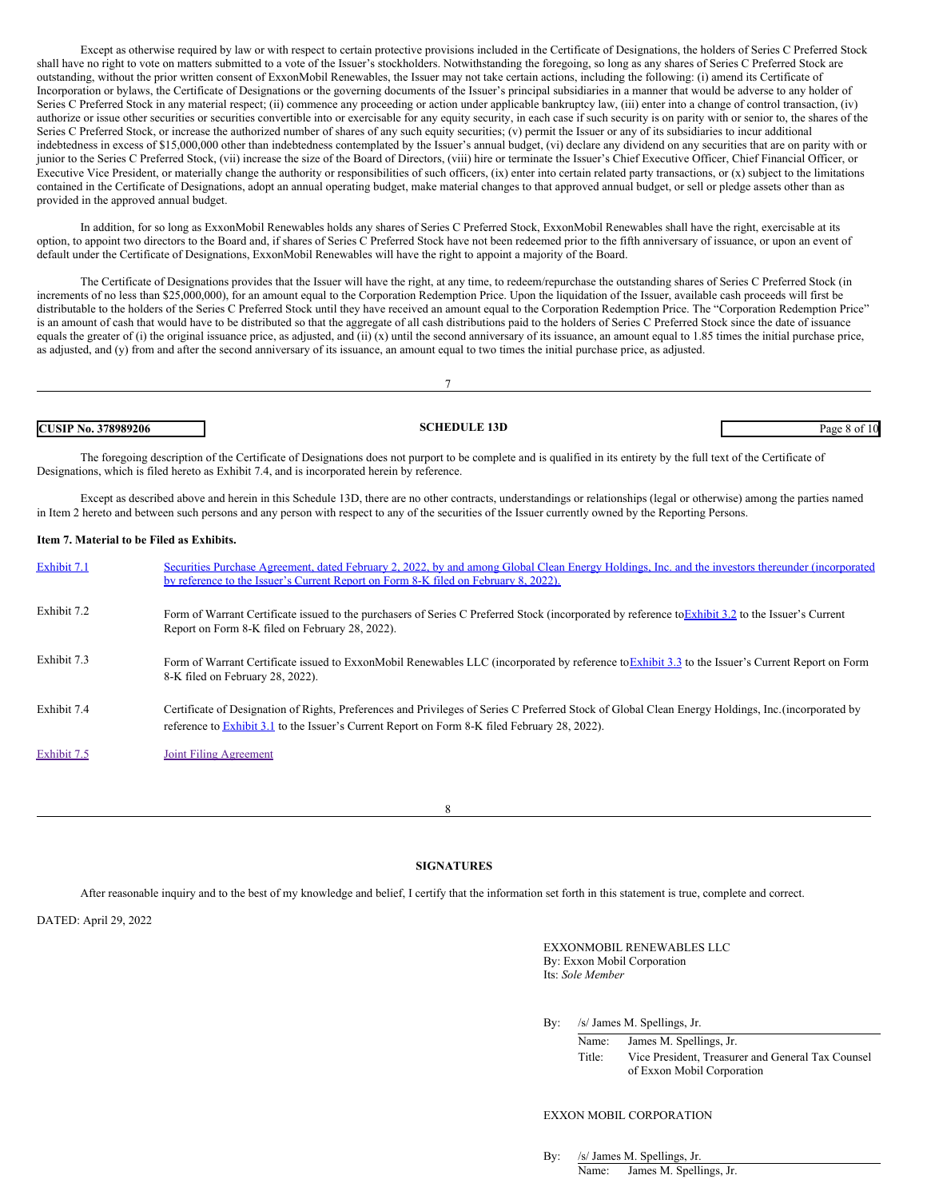Except as otherwise required by law or with respect to certain protective provisions included in the Certificate of Designations, the holders of Series C Preferred Stock shall have no right to vote on matters submitted to a vote of the Issuer's stockholders. Notwithstanding the foregoing, so long as any shares of Series C Preferred Stock are outstanding, without the prior written consent of ExxonMobil Renewables, the Issuer may not take certain actions, including the following: (i) amend its Certificate of Incorporation or bylaws, the Certificate of Designations or the governing documents of the Issuer's principal subsidiaries in a manner that would be adverse to any holder of Series C Preferred Stock in any material respect; (ii) commence any proceeding or action under applicable bankruptcy law, (iii) enter into a change of control transaction, (iv) authorize or issue other securities or securities convertible into or exercisable for any equity security, in each case if such security is on parity with or senior to, the shares of the Series C Preferred Stock, or increase the authorized number of shares of any such equity securities; (v) permit the Issuer or any of its subsidiaries to incur additional indebtedness in excess of $15,000,000 other than indebtedness contemplated by the Issuer's annual budget, (vi) declare any dividend on any securities that are on parity with or junior to the Series C Preferred Stock, (vii) increase the size of the Board of Directors, (viii) hire or terminate the Issuer's Chief Executive Officer, Chief Financial Officer, or Executive Vice President, or materially change the authority or responsibilities of such officers, (ix) enter into certain related party transactions, or (x) subject to the limitations contained in the Certificate of Designations, adopt an annual operating budget, make material changes to that approved annual budget, or sell or pledge assets other than as provided in the approved annual budget.

In addition, for so long as ExxonMobil Renewables holds any shares of Series C Preferred Stock, ExxonMobil Renewables shall have the right, exercisable at its option, to appoint two directors to the Board and, if shares of Series C Preferred Stock have not been redeemed prior to the fifth anniversary of issuance, or upon an event of default under the Certificate of Designations, ExxonMobil Renewables will have the right to appoint a majority of the Board.

The Certificate of Designations provides that the Issuer will have the right, at any time, to redeem/repurchase the outstanding shares of Series C Preferred Stock (in increments of no less than $25,000,000), for an amount equal to the Corporation Redemption Price. Upon the liquidation of the Issuer, available cash proceeds will first be distributable to the holders of the Series C Preferred Stock until they have received an amount equal to the Corporation Redemption Price. The "Corporation Redemption Price" is an amount of cash that would have to be distributed so that the aggregate of all cash distributions paid to the holders of Series C Preferred Stock since the date of issuance equals the greater of (i) the original issuance price, as adjusted, and (ii) (x) until the second anniversary of its issuance, an amount equal to 1.85 times the initial purchase price, as adjusted, and (y) from and after the second anniversary of its issuance, an amount equal to two times the initial purchase price, as adjusted.

The foregoing description of the Certificate of Designations does not purport to be complete and is qualified in its entirety by the full text of the Certificate of Designations, which is filed hereto as Exhibit 7.4, and is incorporated herein by reference.

Except as described above and herein in this Schedule 13D, there are no other contracts, understandings or relationships (legal or otherwise) among the parties named in Item 2 hereto and between such persons and any person with respect to any of the securities of the Issuer currently owned by the Reporting Persons.

**Item 7. Material to be Filed as Exhibits.**

| | |
|---|---|
| Exhibit 7.1 | Securities Purchase Agreement, dated February 2, 2022, by and among Global Clean Energy Holdings, Inc. and the investors thereunder (incorporated by reference to the Issuer's Current Report on Form 8-K filed on February 8, 2022). |
| Exhibit 7.2 | Form of Warrant Certificate issued to the purchasers of Series C Preferred Stock (incorporated by reference to Exhibit 3.2 to the Issuer's Current Report on Form 8-K filed on February 28, 2022). |
| Exhibit 7.3 | Form of Warrant Certificate issued to ExxonMobil Renewables LLC (incorporated by reference to Exhibit 3.3 to the Issuer's Current Report on Form 8-K filed on February 28, 2022). |
| Exhibit 7.4 | Certificate of Designation of Rights, Preferences and Privileges of Series C Preferred Stock of Global Clean Energy Holdings, Inc. (incorporated by reference to Exhibit 3.1 to the Issuer's Current Report on Form 8-K filed February 28, 2022). |
| Exhibit 7.5 | Joint Filing Agreement |

**SIGNATURES**

After reasonable inquiry and to the best of my knowledge and belief, I certify that the information set forth in this statement is true, complete and correct.

DATED: April 29, 2022

EXXONMOBIL RENEWABLES LLC
By: Exxon Mobil Corporation
Its: *Sole Member*

By: /s/ James M. Spellings, Jr.
Name: James M. Spellings, Jr.
Title: Vice President, Treasurer and General Tax Counsel of Exxon Mobil Corporation

EXXON MOBIL CORPORATION

By: /s/ James M. Spellings, Jr.
Name: James M. Spellings, Jr.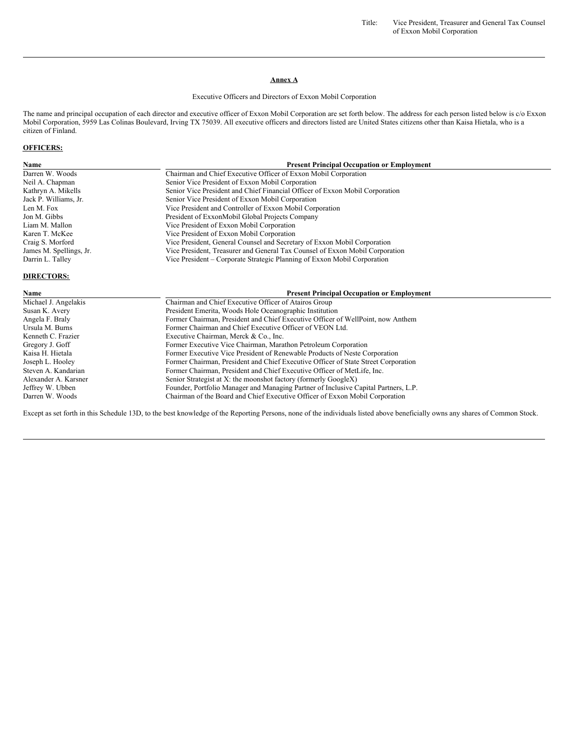Title: Vice President, Treasurer and General Tax Counsel of Exxon Mobil Corporation

---

**Annex A**

Executive Officers and Directors of Exxon Mobil Corporation

The name and principal occupation of each director and executive officer of Exxon Mobil Corporation are set forth below. The address for each person listed below is c/o Exxon Mobil Corporation, 5959 Las Colinas Boulevard, Irving TX 75039. All executive officers and directors listed are United States citizens other than Kaisa Hietala, who is a citizen of Finland.

**OFFICERS:**

| Name | Present Principal Occupation or Employment |
|---|---|
| Darren W. Woods | Chairman and Chief Executive Officer of Exxon Mobil Corporation |
| Neil A. Chapman | Senior Vice President of Exxon Mobil Corporation |
| Kathryn A. Mikells | Senior Vice President and Chief Financial Officer of Exxon Mobil Corporation |
| Jack P. Williams, Jr. | Senior Vice President of Exxon Mobil Corporation |
| Len M. Fox | Vice President and Controller of Exxon Mobil Corporation |
| Jon M. Gibbs | President of ExxonMobil Global Projects Company |
| Liam M. Mallon | Vice President of Exxon Mobil Corporation |
| Karen T. McKee | Vice President of Exxon Mobil Corporation |
| Craig S. Morford | Vice President, General Counsel and Secretary of Exxon Mobil Corporation |
| James M. Spellings, Jr. | Vice President, Treasurer and General Tax Counsel of Exxon Mobil Corporation |
| Darrin L. Talley | Vice President – Corporate Strategic Planning of Exxon Mobil Corporation |

**DIRECTORS:**

| Name | Present Principal Occupation or Employment |
|---|---|
| Michael J. Angelakis | Chairman and Chief Executive Officer of Atairos Group |
| Susan K. Avery | President Emerita, Woods Hole Oceanographic Institution |
| Angela F. Braly | Former Chairman, President and Chief Executive Officer of WellPoint, now Anthem |
| Ursula M. Burns | Former Chairman and Chief Executive Officer of VEON Ltd. |
| Kenneth C. Frazier | Executive Chairman, Merck & Co., Inc. |
| Gregory J. Goff | Former Executive Vice Chairman, Marathon Petroleum Corporation |
| Kaisa H. Hietala | Former Executive Vice President of Renewable Products of Neste Corporation |
| Joseph L. Hooley | Former Chairman, President and Chief Executive Officer of State Street Corporation |
| Steven A. Kandarian | Former Chairman, President and Chief Executive Officer of MetLife, Inc. |
| Alexander A. Karsner | Senior Strategist at X: the moonshot factory (formerly GoogleX) |
| Jeffrey W. Ubben | Founder, Portfolio Manager and Managing Partner of Inclusive Capital Partners, L.P. |
| Darren W. Woods | Chairman of the Board and Chief Executive Officer of Exxon Mobil Corporation |

Except as set forth in this Schedule 13D, to the best knowledge of the Reporting Persons, none of the individuals listed above beneficially owns any shares of Common Stock.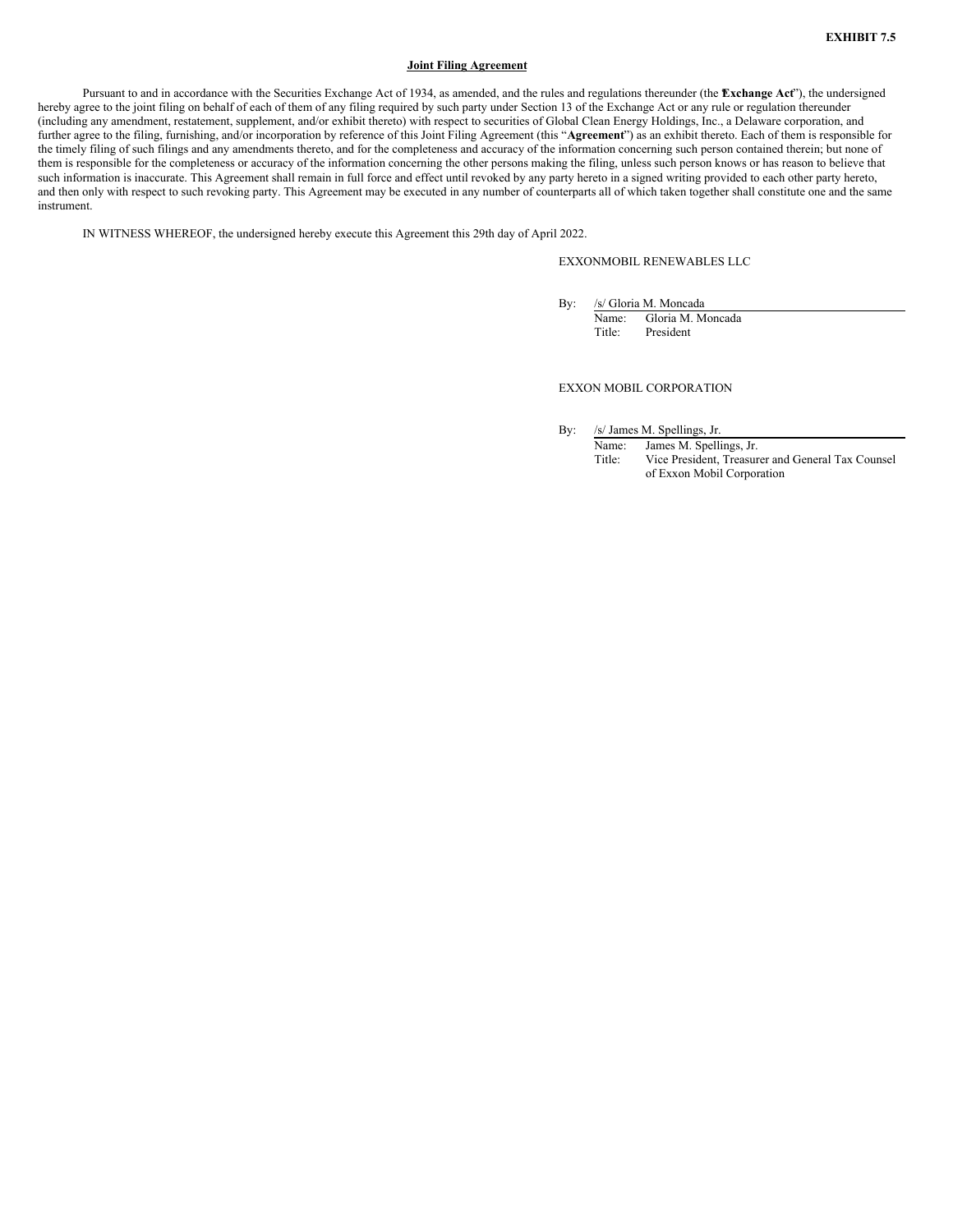**EXHIBIT 7.5**

**Joint Filing Agreement**

Pursuant to and in accordance with the Securities Exchange Act of 1934, as amended, and the rules and regulations thereunder (the "**Exchange Act**"), the undersigned hereby agree to the joint filing on behalf of each of them of any filing required by such party under Section 13 of the Exchange Act or any rule or regulation thereunder (including any amendment, restatement, supplement, and/or exhibit thereto) with respect to securities of Global Clean Energy Holdings, Inc., a Delaware corporation, and further agree to the filing, furnishing, and/or incorporation by reference of this Joint Filing Agreement (this "**Agreement**") as an exhibit thereto. Each of them is responsible for the timely filing of such filings and any amendments thereto, and for the completeness and accuracy of the information concerning such person contained therein; but none of them is responsible for the completeness or accuracy of the information concerning the other persons making the filing, unless such person knows or has reason to believe that such information is inaccurate. This Agreement shall remain in full force and effect until revoked by any party hereto in a signed writing provided to each other party hereto, and then only with respect to such revoking party. This Agreement may be executed in any number of counterparts all of which taken together shall constitute one and the same instrument.

IN WITNESS WHEREOF, the undersigned hereby execute this Agreement this 29th day of April 2022.

EXXONMOBIL RENEWABLES LLC

By: /s/ Gloria M. Moncada
Name: Gloria M. Moncada
Title: President

EXXON MOBIL CORPORATION

By: /s/ James M. Spellings, Jr.
Name: James M. Spellings, Jr.
Title: Vice President, Treasurer and General Tax Counsel of Exxon Mobil Corporation